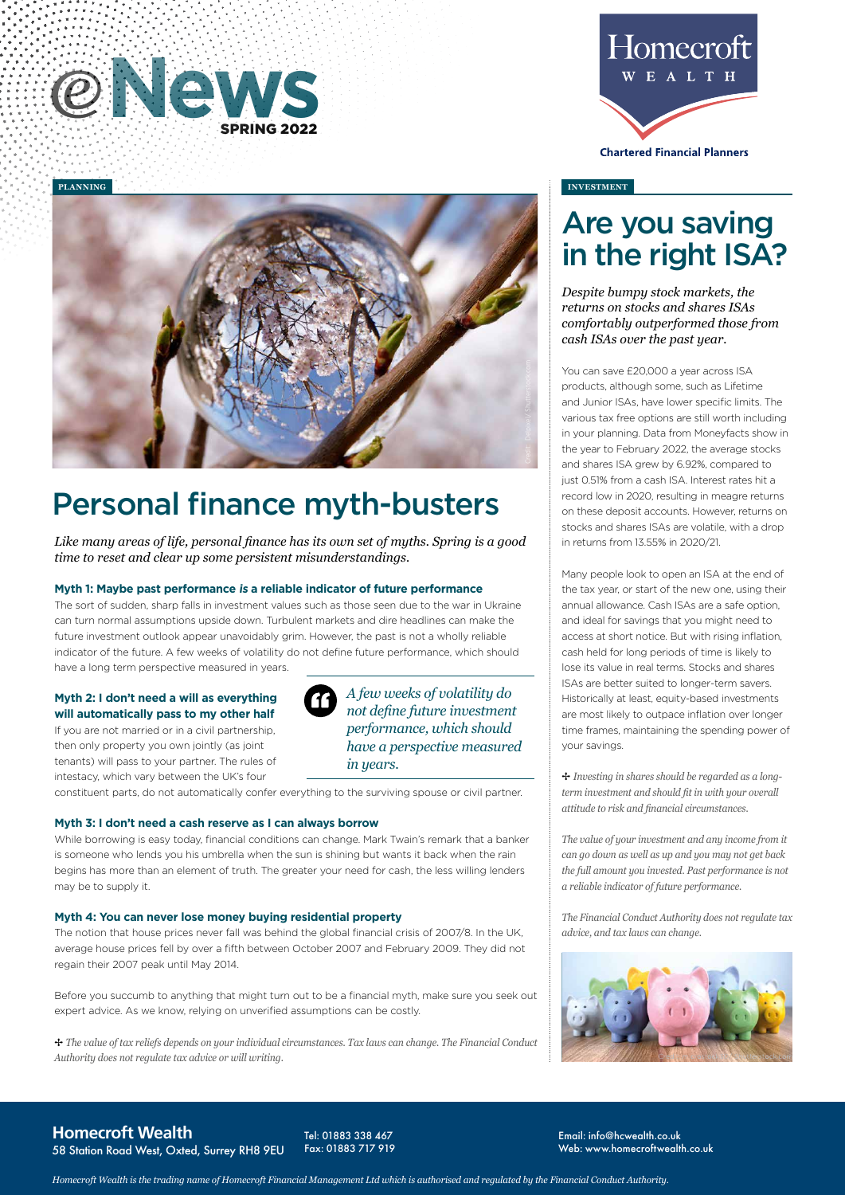# eNews SPRING 2022

Homecroft WEALTH

Chartered Financial Planners

PLANNING

## Personal finance myth-busters

*Like many areas of life, personal finance has its own set of myths. Spring is a good time to reset and clear up some persistent misunderstandings.*

### Myth 1: Maybe past performance *is* a reliable indicator of future performance

The sort of sudden, sharp falls in investment values such as those seen due to the war in Ukraine can turn normal assumptions upside down. Turbulent markets and dire headlines can make the future investment outlook appear unavoidably grim. However, the past is not a wholly reliable indicator of the future. A few weeks of volatility do not define future performance, which should have a long term perspective measured in years.

> *A few weeks of volatility do not define future investment performance, which should have a perspective measured in years.*

### Myth 2: I don't need a will as everything will automatically pass to my other half

If you are not married or in a civil partnership, then only property you own jointly (as joint tenants) will pass to your partner. The rules of intestacy, which vary between the UK's four constituent parts, do not automatically confer everything to the surviving spouse or civil partner.

### Myth 3: I don't need a cash reserve as I can always borrow

While borrowing is easy today, financial conditions can change. Mark Twain's remark that a banker is someone who lends you his umbrella when the sun is shining but wants it back when the rain begins has more than an element of truth. The greater your need for cash, the less willing lenders may be to supply it.

### Myth 4: You can never lose money buying residential property

The notion that house prices never fall was behind the global financial crisis of 2007/8. In the UK, average house prices fell by over a fifth between October 2007 and February 2009. They did not regain their 2007 peak until May 2014.

Before you succumb to anything that might turn out to be a financial myth, make sure you seek out expert advice. As we know, relying on unverified assumptions can be costly.

✢ *The value of tax reliefs depends on your individual circumstances. Tax laws can change. The Financial Conduct Authority does not regulate tax advice or will writing.*

INVESTMENT

## Are you saving in the right ISA?

*Despite bumpy stock markets, the returns on stocks and shares ISAs comfortably outperformed those from cash ISAs over the past year.*

You can save £20,000 a year across ISA products, although some, such as Lifetime and Junior ISAs, have lower specific limits. The various tax free options are still worth including in your planning. Data from Moneyfacts show in the year to February 2022, the average stocks and shares ISA grew by 6.92%, compared to just 0.51% from a cash ISA. Interest rates hit a record low in 2020, resulting in meagre returns on these deposit accounts. However, returns on stocks and shares ISAs are volatile, with a drop in returns from 13.55% in 2020/21.

Many people look to open an ISA at the end of the tax year, or start of the new one, using their annual allowance. Cash ISAs are a safe option, and ideal for savings that you might need to access at short notice. But with rising inflation, cash held for long periods of time is likely to lose its value in real terms. Stocks and shares ISAs are better suited to longer-term savers. Historically at least, equity-based investments are most likely to outpace inflation over longer time frames, maintaining the spending power of your savings.

✢ *Investing in shares should be regarded as a long-term investment and should fit in with your overall attitude to risk and financial circumstances.*

*The value of your investment and any income from it can go down as well as up and you may not get back the full amount you invested. Past performance is not a reliable indicator of future performance.*

*The Financial Conduct Authority does not regulate tax advice, and tax laws can change.*

**Homecroft Wealth**
58 Station Road West, Oxted, Surrey RH8 9EU

Tel: 01883 338 467
Fax: 01883 717 919

Email: info@hcwealth.co.uk
Web: www.homecroftwealth.co.uk

*Homecroft Wealth is the trading name of Homecroft Financial Management Ltd which is authorised and regulated by the Financial Conduct Authority.*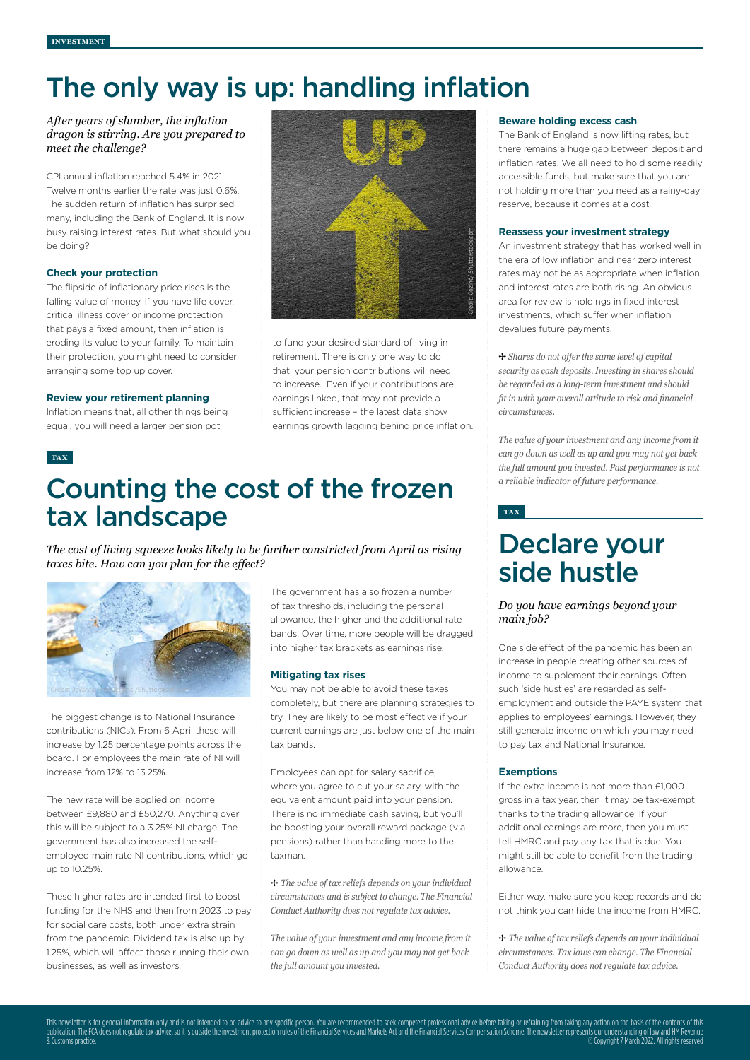INVESTMENT

# The only way is up: handling inflation

*After years of slumber, the inflation dragon is stirring. Are you prepared to meet the challenge?*

CPI annual inflation reached 5.4% in 2021. Twelve months earlier the rate was just 0.6%. The sudden return of inflation has surprised many, including the Bank of England. It is now busy raising interest rates. But what should you be doing?

### Check your protection

The flipside of inflationary price rises is the falling value of money. If you have life cover, critical illness cover or income protection that pays a fixed amount, then inflation is eroding its value to your family. To maintain their protection, you might need to consider arranging some top up cover.

### Review your retirement planning

Inflation means that, all other things being equal, you will need a larger pension pot to fund your desired standard of living in retirement. There is only one way to do that: your pension contributions will need to increase. Even if your contributions are earnings linked, that may not provide a sufficient increase – the latest data show earnings growth lagging behind price inflation.

### Beware holding excess cash

The Bank of England is now lifting rates, but there remains a huge gap between deposit and inflation rates. We all need to hold some readily accessible funds, but make sure that you are not holding more than you need as a rainy-day reserve, because it comes at a cost.

### Reassess your investment strategy

An investment strategy that has worked well in the era of low inflation and near zero interest rates may not be as appropriate when inflation and interest rates are both rising. An obvious area for review is holdings in fixed interest investments, which suffer when inflation devalues future payments.

✢ *Shares do not offer the same level of capital security as cash deposits. Investing in shares should be regarded as a long-term investment and should fit in with your overall attitude to risk and financial circumstances.*

*The value of your investment and any income from it can go down as well as up and you may not get back the full amount you invested. Past performance is not a reliable indicator of future performance.*

TAX

# Counting the cost of the frozen tax landscape

*The cost of living squeeze looks likely to be further constricted from April as rising taxes bite. How can you plan for the effect?*

The biggest change is to National Insurance contributions (NICs). From 6 April these will increase by 1.25 percentage points across the board. For employees the main rate of NI will increase from 12% to 13.25%.

The new rate will be applied on income between £9,880 and £50,270. Anything over this will be subject to a 3.25% NI charge. The government has also increased the self-employed main rate NI contributions, which go up to 10.25%.

These higher rates are intended first to boost funding for the NHS and then from 2023 to pay for social care costs, both under extra strain from the pandemic. Dividend tax is also up by 1.25%, which will affect those running their own businesses, as well as investors.

The government has also frozen a number of tax thresholds, including the personal allowance, the higher and the additional rate bands. Over time, more people will be dragged into higher tax brackets as earnings rise.

### Mitigating tax rises

You may not be able to avoid these taxes completely, but there are planning strategies to try. They are likely to be most effective if your current earnings are just below one of the main tax bands.

Employees can opt for salary sacrifice, where you agree to cut your salary, with the equivalent amount paid into your pension. There is no immediate cash saving, but you'll be boosting your overall reward package (via pensions) rather than handing more to the taxman.

✢ *The value of tax reliefs depends on your individual circumstances and is subject to change. The Financial Conduct Authority does not regulate tax advice.*

*The value of your investment and any income from it can go down as well as up and you may not get back the full amount you invested.*

TAX

# Declare your side hustle

*Do you have earnings beyond your main job?*

One side effect of the pandemic has been an increase in people creating other sources of income to supplement their earnings. Often such 'side hustles' are regarded as self-employment and outside the PAYE system that applies to employees' earnings. However, they still generate income on which you may need to pay tax and National Insurance.

### Exemptions

If the extra income is not more than £1,000 gross in a tax year, then it may be tax-exempt thanks to the trading allowance. If your additional earnings are more, then you must tell HMRC and pay any tax that is due. You might still be able to benefit from the trading allowance.

Either way, make sure you keep records and do not think you can hide the income from HMRC.

✢ *The value of tax reliefs depends on your individual circumstances. Tax laws can change. The Financial Conduct Authority does not regulate tax advice.*

This newsletter is for general information only and is not intended to be advice to any specific person. You are recommended to seek competent professional advice before taking or refraining from taking any action on the basis of the contents of this publication. The FCA does not regulate tax advice, so it is outside the investment protection rules of the Financial Services and Markets Act and the Financial Services Compensation Scheme. The newsletter represents our understanding of law and HM Revenue & Customs practice. © Copyright 7 March 2022. All rights reserved